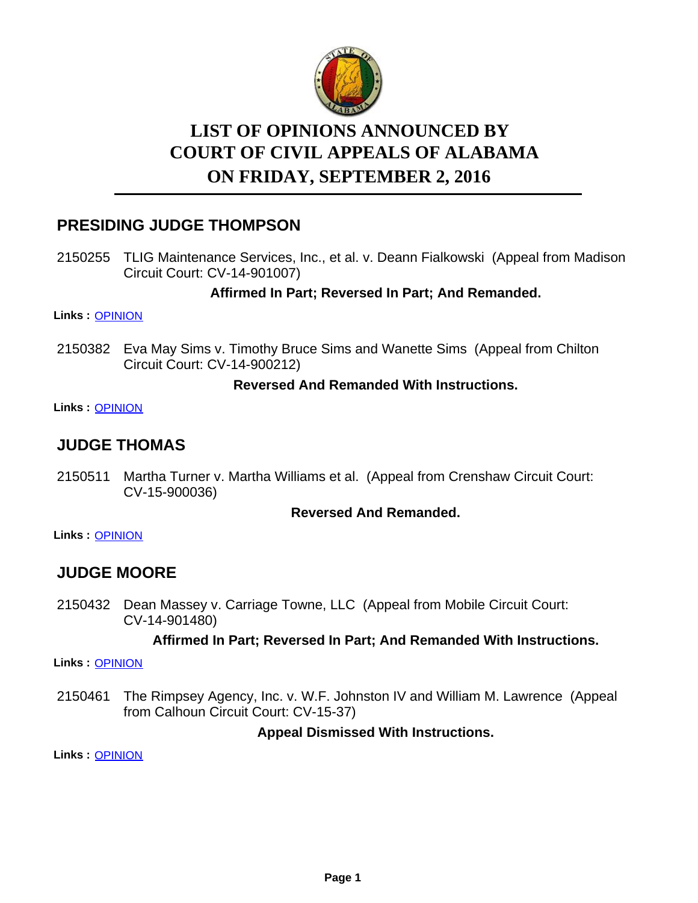# LIST OF OPINIONS ANNOUNCED BY COURT OF CIVIL APPEALS OF ALABAMA ON FRIDAY, SEPTEMBER 2, 2016

## PRESIDING JUDGE THOMPSON

2150255 TLIG Maintenance Services, Inc., et al. v. Deann Fialkowski (Appeal from Madison Circuit Court: CV-14-901007)

**Affirmed In Part; Reversed In Part; And Remanded.**

**Links :** OPINION

2150382 Eva May Sims v. Timothy Bruce Sims and Wanette Sims (Appeal from Chilton Circuit Court: CV-14-900212)

**Reversed And Remanded With Instructions.**

**Links :** OPINION

## JUDGE THOMAS

2150511 Martha Turner v. Martha Williams et al. (Appeal from Crenshaw Circuit Court: CV-15-900036)

**Reversed And Remanded.**

**Links :** OPINION

## JUDGE MOORE

2150432 Dean Massey v. Carriage Towne, LLC (Appeal from Mobile Circuit Court: CV-14-901480)

**Affirmed In Part; Reversed In Part; And Remanded With Instructions.**

**Links :** OPINION

2150461 The Rimpsey Agency, Inc. v. W.F. Johnston IV and William M. Lawrence (Appeal from Calhoun Circuit Court: CV-15-37)

**Appeal Dismissed With Instructions.**

**Links :** OPINION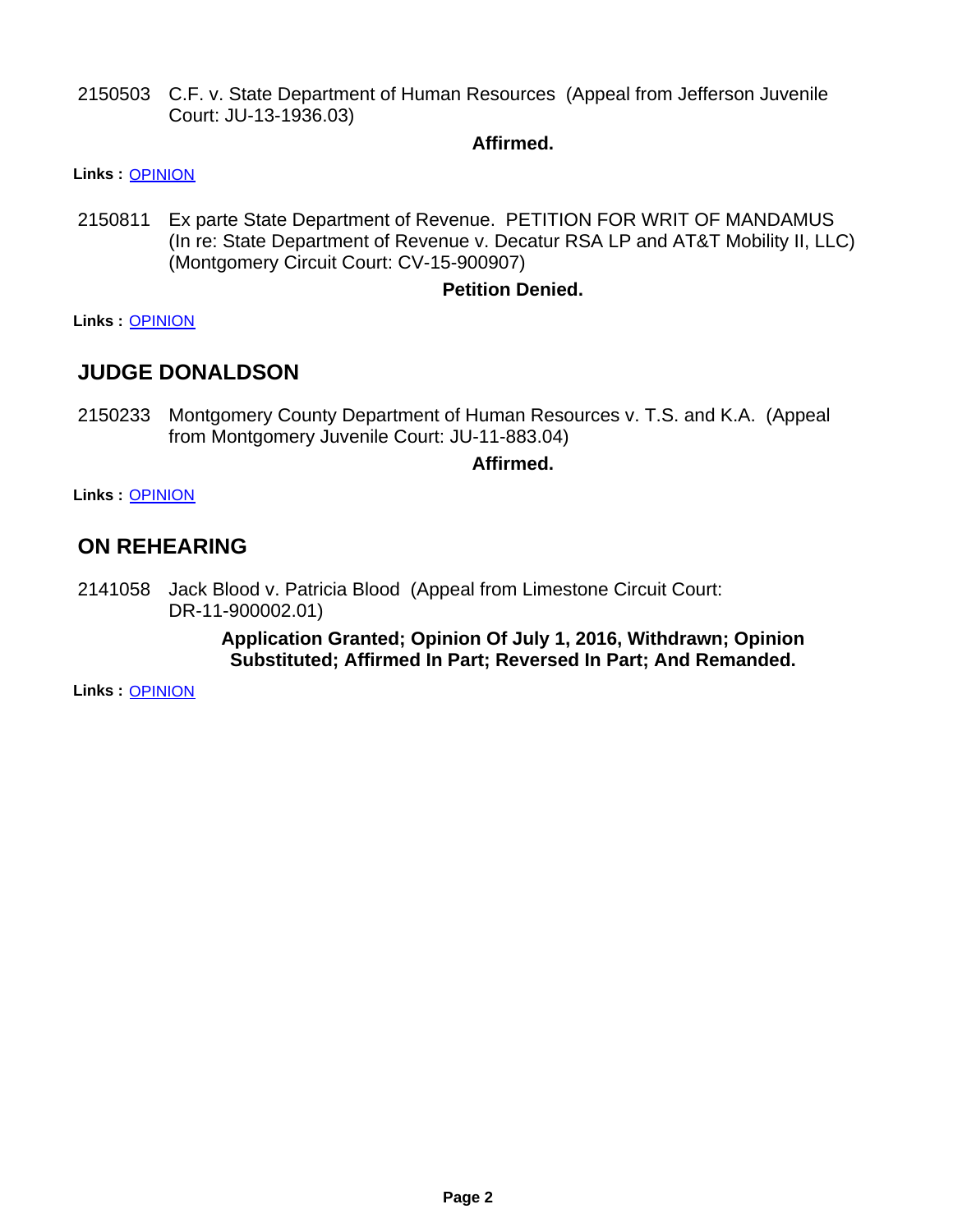2150503 C.F. v. State Department of Human Resources (Appeal from Jefferson Juvenile Court: JU-13-1936.03)

**Affirmed.**

**Links :** OPINION

2150811 Ex parte State Department of Revenue. PETITION FOR WRIT OF MANDAMUS (In re: State Department of Revenue v. Decatur RSA LP and AT&T Mobility II, LLC) (Montgomery Circuit Court: CV-15-900907)

**Petition Denied.**

**Links :** OPINION

## JUDGE DONALDSON

2150233 Montgomery County Department of Human Resources v. T.S. and K.A. (Appeal from Montgomery Juvenile Court: JU-11-883.04)

**Affirmed.**

**Links :** OPINION

## ON REHEARING

2141058 Jack Blood v. Patricia Blood (Appeal from Limestone Circuit Court: DR-11-900002.01)

**Application Granted; Opinion Of July 1, 2016, Withdrawn; Opinion Substituted; Affirmed In Part; Reversed In Part; And Remanded.**

**Links :** OPINION